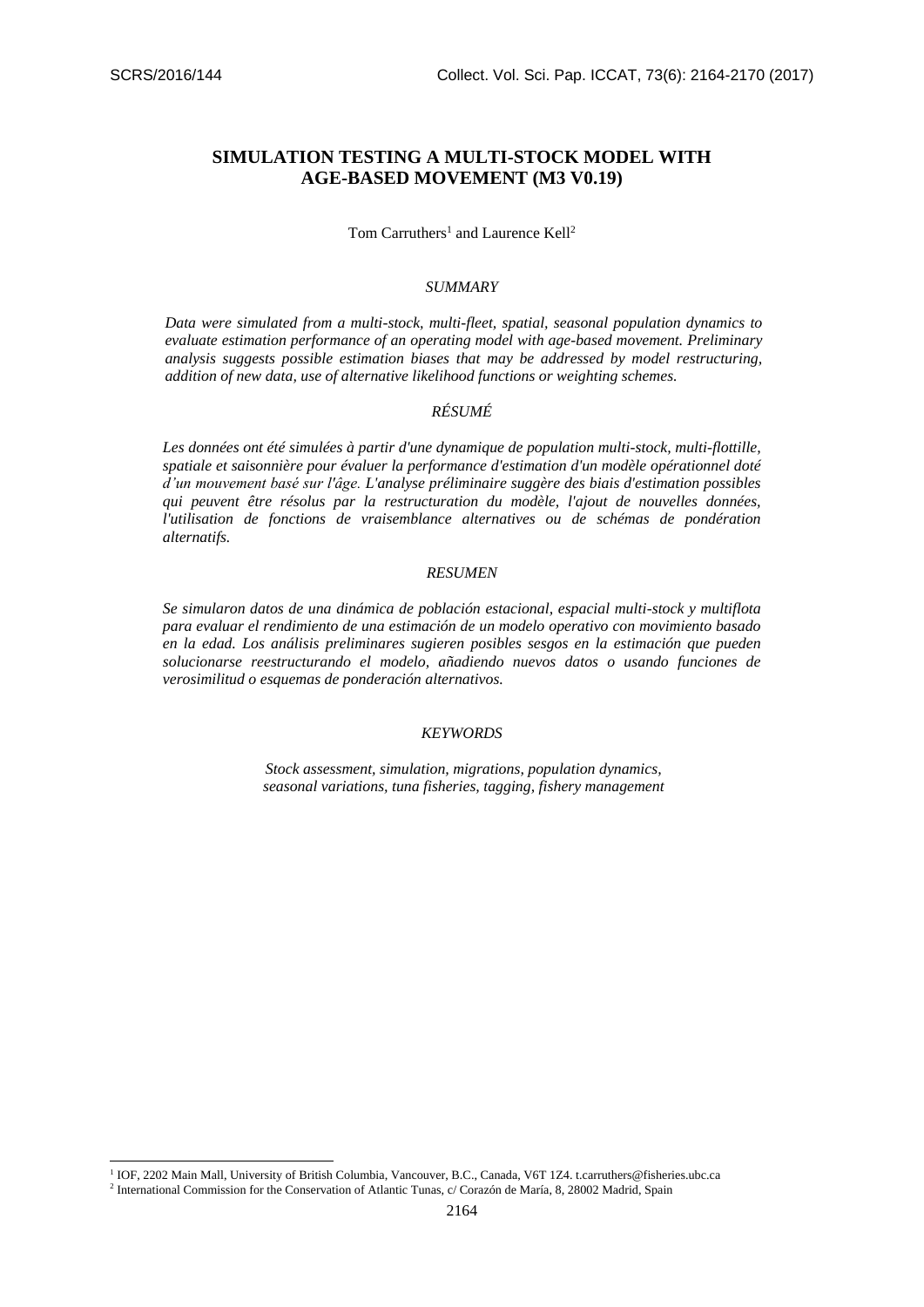# SIMULATION TESTING A MULTI-STOCK MODEL WITH AGE-BASED MOVEMENT (M3 V0.19)

Tom Carruthers[1] and Laurence Kell[2]

## *SUMMARY*

*Data were simulated from a multi-stock, multi-fleet, spatial, seasonal population dynamics to evaluate estimation performance of an operating model with age-based movement. Preliminary analysis suggests possible estimation biases that may be addressed by model restructuring, addition of new data, use of alternative likelihood functions or weighting schemes.*

## *RÉSUMÉ*

*Les données ont été simulées à partir d'une dynamique de population multi-stock, multi-flottille, spatiale et saisonnière pour évaluer la performance d'estimation d'un modèle opérationnel doté d'un mouvement basé sur l'âge. L'analyse préliminaire suggère des biais d'estimation possibles qui peuvent être résolus par la restructuration du modèle, l'ajout de nouvelles données, l'utilisation de fonctions de vraisemblance alternatives ou de schémas de pondération alternatifs.*

## *RESUMEN*

*Se simularon datos de una dinámica de población estacional, espacial multi-stock y multiflota para evaluar el rendimiento de una estimación de un modelo operativo con movimiento basado en la edad. Los análisis preliminares sugieren posibles sesgos en la estimación que pueden solucionarse reestructurando el modelo, añadiendo nuevos datos o usando funciones de verosimilitud o esquemas de ponderación alternativos.*

## *KEYWORDS*

*Stock assessment, simulation, migrations, population dynamics, seasonal variations, tuna fisheries, tagging, fishery management*

---

[1] IOF, 2202 Main Mall, University of British Columbia, Vancouver, B.C., Canada, V6T 1Z4. t.carruthers@fisheries.ubc.ca

[2] International Commission for the Conservation of Atlantic Tunas, c/ Corazón de María, 8, 28002 Madrid, Spain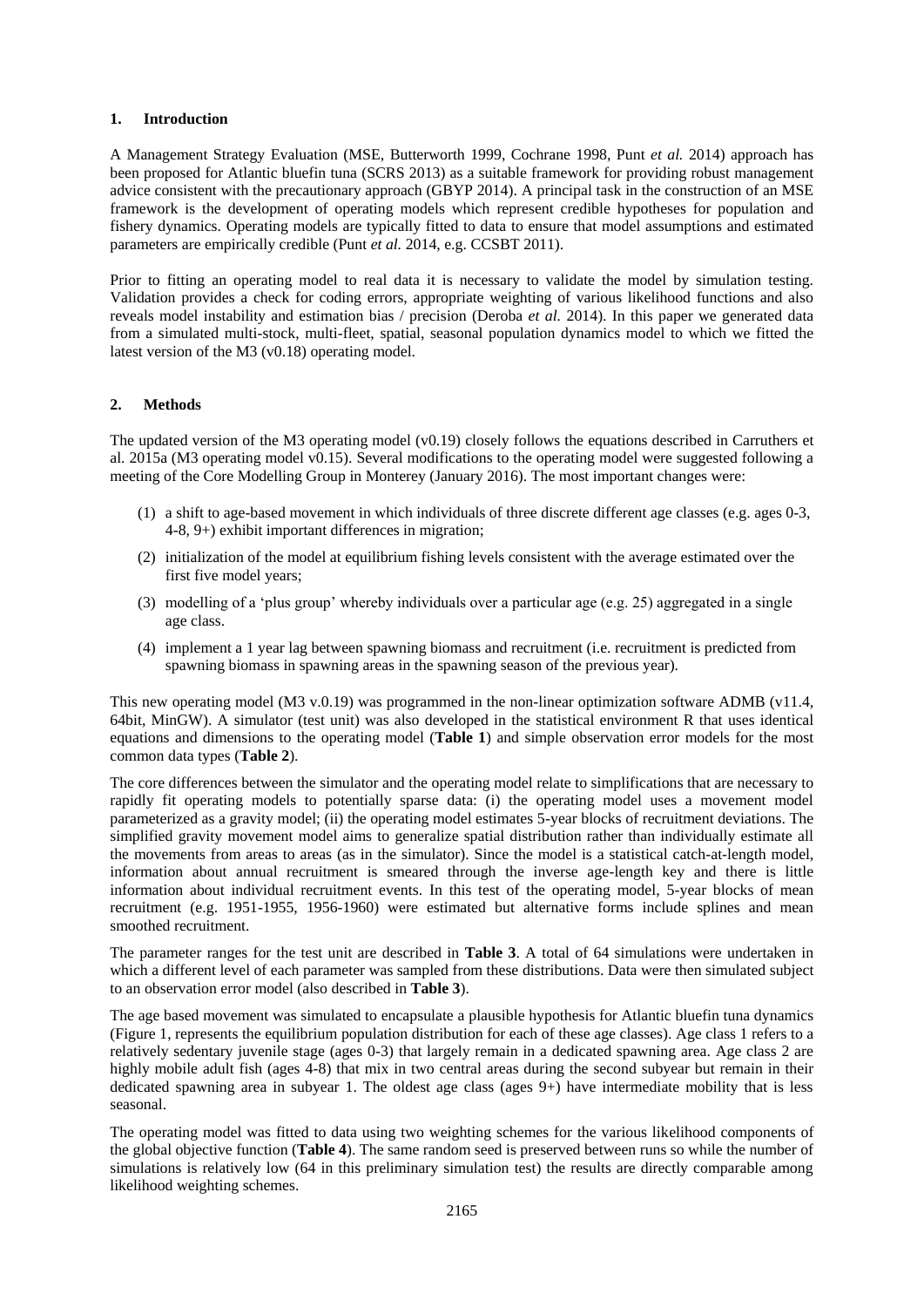## 1. Introduction

A Management Strategy Evaluation (MSE, Butterworth 1999, Cochrane 1998, Punt *et al.* 2014) approach has been proposed for Atlantic bluefin tuna (SCRS 2013) as a suitable framework for providing robust management advice consistent with the precautionary approach (GBYP 2014). A principal task in the construction of an MSE framework is the development of operating models which represent credible hypotheses for population and fishery dynamics. Operating models are typically fitted to data to ensure that model assumptions and estimated parameters are empirically credible (Punt *et al.* 2014, e.g. CCSBT 2011).

Prior to fitting an operating model to real data it is necessary to validate the model by simulation testing. Validation provides a check for coding errors, appropriate weighting of various likelihood functions and also reveals model instability and estimation bias / precision (Deroba *et al.* 2014). In this paper we generated data from a simulated multi-stock, multi-fleet, spatial, seasonal population dynamics model to which we fitted the latest version of the M3 (v0.18) operating model.

## 2. Methods

The updated version of the M3 operating model (v0.19) closely follows the equations described in Carruthers et al. 2015a (M3 operating model v0.15). Several modifications to the operating model were suggested following a meeting of the Core Modelling Group in Monterey (January 2016). The most important changes were:

(1) a shift to age-based movement in which individuals of three discrete different age classes (e.g. ages 0-3, 4-8, 9+) exhibit important differences in migration;

(2) initialization of the model at equilibrium fishing levels consistent with the average estimated over the first five model years;

(3) modelling of a 'plus group' whereby individuals over a particular age (e.g. 25) aggregated in a single age class.

(4) implement a 1 year lag between spawning biomass and recruitment (i.e. recruitment is predicted from spawning biomass in spawning areas in the spawning season of the previous year).

This new operating model (M3 v.0.19) was programmed in the non-linear optimization software ADMB (v11.4, 64bit, MinGW). A simulator (test unit) was also developed in the statistical environment R that uses identical equations and dimensions to the operating model (**Table 1**) and simple observation error models for the most common data types (**Table 2**).

The core differences between the simulator and the operating model relate to simplifications that are necessary to rapidly fit operating models to potentially sparse data: (i) the operating model uses a movement model parameterized as a gravity model; (ii) the operating model estimates 5-year blocks of recruitment deviations. The simplified gravity movement model aims to generalize spatial distribution rather than individually estimate all the movements from areas to areas (as in the simulator). Since the model is a statistical catch-at-length model, information about annual recruitment is smeared through the inverse age-length key and there is little information about individual recruitment events. In this test of the operating model, 5-year blocks of mean recruitment (e.g. 1951-1955, 1956-1960) were estimated but alternative forms include splines and mean smoothed recruitment.

The parameter ranges for the test unit are described in **Table 3**. A total of 64 simulations were undertaken in which a different level of each parameter was sampled from these distributions. Data were then simulated subject to an observation error model (also described in **Table 3**).

The age based movement was simulated to encapsulate a plausible hypothesis for Atlantic bluefin tuna dynamics (Figure 1, represents the equilibrium population distribution for each of these age classes). Age class 1 refers to a relatively sedentary juvenile stage (ages 0-3) that largely remain in a dedicated spawning area. Age class 2 are highly mobile adult fish (ages 4-8) that mix in two central areas during the second subyear but remain in their dedicated spawning area in subyear 1. The oldest age class (ages 9+) have intermediate mobility that is less seasonal.

The operating model was fitted to data using two weighting schemes for the various likelihood components of the global objective function (**Table 4**). The same random seed is preserved between runs so while the number of simulations is relatively low (64 in this preliminary simulation test) the results are directly comparable among likelihood weighting schemes.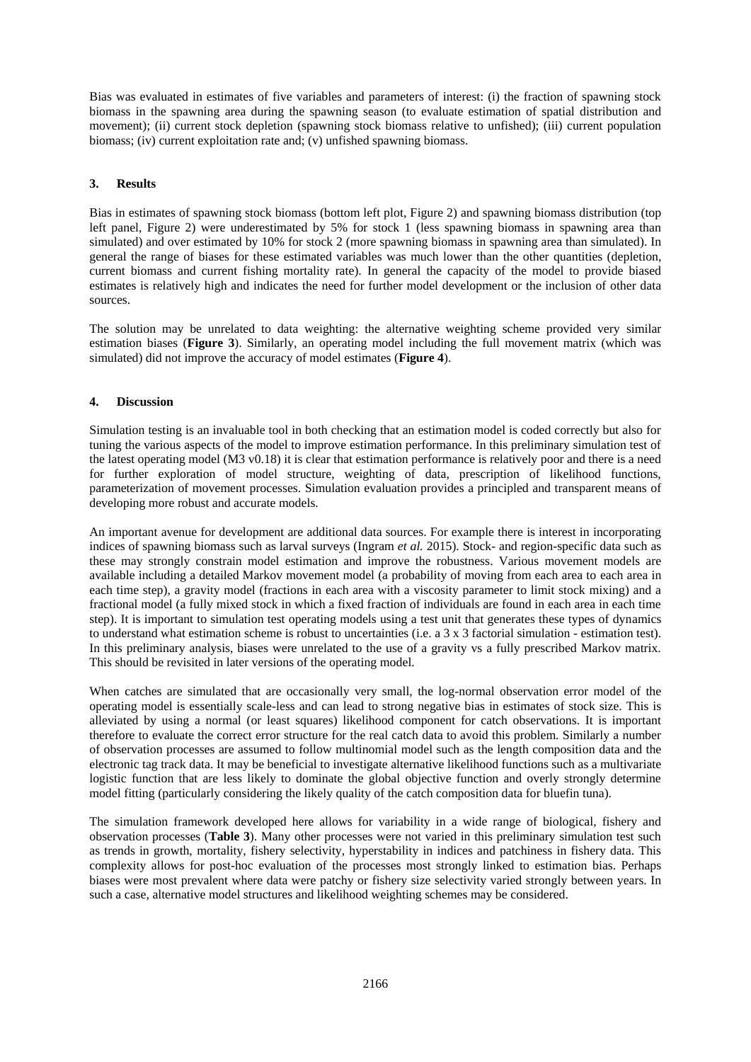Bias was evaluated in estimates of five variables and parameters of interest: (i) the fraction of spawning stock biomass in the spawning area during the spawning season (to evaluate estimation of spatial distribution and movement); (ii) current stock depletion (spawning stock biomass relative to unfished); (iii) current population biomass; (iv) current exploitation rate and; (v) unfished spawning biomass.

## 3. Results

Bias in estimates of spawning stock biomass (bottom left plot, Figure 2) and spawning biomass distribution (top left panel, Figure 2) were underestimated by 5% for stock 1 (less spawning biomass in spawning area than simulated) and over estimated by 10% for stock 2 (more spawning biomass in spawning area than simulated). In general the range of biases for these estimated variables was much lower than the other quantities (depletion, current biomass and current fishing mortality rate). In general the capacity of the model to provide biased estimates is relatively high and indicates the need for further model development or the inclusion of other data sources.

The solution may be unrelated to data weighting: the alternative weighting scheme provided very similar estimation biases (**Figure 3**). Similarly, an operating model including the full movement matrix (which was simulated) did not improve the accuracy of model estimates (**Figure 4**).

## 4. Discussion

Simulation testing is an invaluable tool in both checking that an estimation model is coded correctly but also for tuning the various aspects of the model to improve estimation performance. In this preliminary simulation test of the latest operating model (M3 v0.18) it is clear that estimation performance is relatively poor and there is a need for further exploration of model structure, weighting of data, prescription of likelihood functions, parameterization of movement processes. Simulation evaluation provides a principled and transparent means of developing more robust and accurate models.

An important avenue for development are additional data sources. For example there is interest in incorporating indices of spawning biomass such as larval surveys (Ingram *et al.* 2015). Stock- and region-specific data such as these may strongly constrain model estimation and improve the robustness. Various movement models are available including a detailed Markov movement model (a probability of moving from each area to each area in each time step), a gravity model (fractions in each area with a viscosity parameter to limit stock mixing) and a fractional model (a fully mixed stock in which a fixed fraction of individuals are found in each area in each time step). It is important to simulation test operating models using a test unit that generates these types of dynamics to understand what estimation scheme is robust to uncertainties (i.e. a 3 x 3 factorial simulation - estimation test). In this preliminary analysis, biases were unrelated to the use of a gravity vs a fully prescribed Markov matrix. This should be revisited in later versions of the operating model.

When catches are simulated that are occasionally very small, the log-normal observation error model of the operating model is essentially scale-less and can lead to strong negative bias in estimates of stock size. This is alleviated by using a normal (or least squares) likelihood component for catch observations. It is important therefore to evaluate the correct error structure for the real catch data to avoid this problem. Similarly a number of observation processes are assumed to follow multinomial model such as the length composition data and the electronic tag track data. It may be beneficial to investigate alternative likelihood functions such as a multivariate logistic function that are less likely to dominate the global objective function and overly strongly determine model fitting (particularly considering the likely quality of the catch composition data for bluefin tuna).

The simulation framework developed here allows for variability in a wide range of biological, fishery and observation processes (**Table 3**). Many other processes were not varied in this preliminary simulation test such as trends in growth, mortality, fishery selectivity, hyperstability in indices and patchiness in fishery data. This complexity allows for post-hoc evaluation of the processes most strongly linked to estimation bias. Perhaps biases were most prevalent where data were patchy or fishery size selectivity varied strongly between years. In such a case, alternative model structures and likelihood weighting schemes may be considered.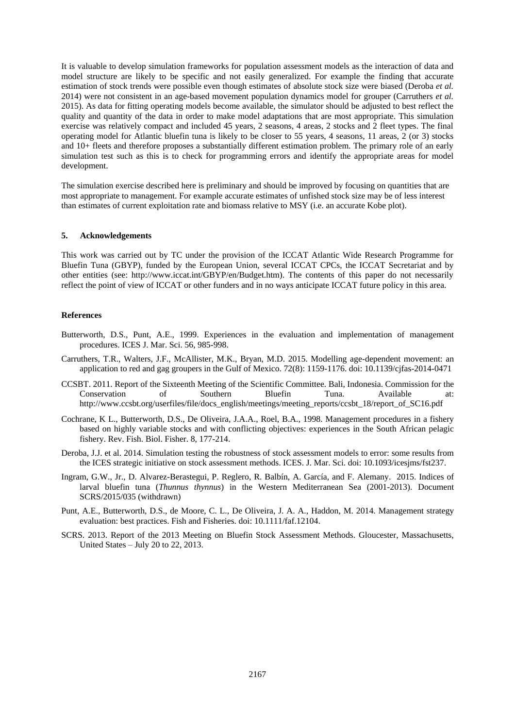It is valuable to develop simulation frameworks for population assessment models as the interaction of data and model structure are likely to be specific and not easily generalized. For example the finding that accurate estimation of stock trends were possible even though estimates of absolute stock size were biased (Deroba *et al.* 2014) were not consistent in an age-based movement population dynamics model for grouper (Carruthers *et al.* 2015). As data for fitting operating models become available, the simulator should be adjusted to best reflect the quality and quantity of the data in order to make model adaptations that are most appropriate. This simulation exercise was relatively compact and included 45 years, 2 seasons, 4 areas, 2 stocks and 2 fleet types. The final operating model for Atlantic bluefin tuna is likely to be closer to 55 years, 4 seasons, 11 areas, 2 (or 3) stocks and 10+ fleets and therefore proposes a substantially different estimation problem. The primary role of an early simulation test such as this is to check for programming errors and identify the appropriate areas for model development.

The simulation exercise described here is preliminary and should be improved by focusing on quantities that are most appropriate to management. For example accurate estimates of unfished stock size may be of less interest than estimates of current exploitation rate and biomass relative to MSY (i.e. an accurate Kobe plot).

## 5. Acknowledgements

This work was carried out by TC under the provision of the ICCAT Atlantic Wide Research Programme for Bluefin Tuna (GBYP), funded by the European Union, several ICCAT CPCs, the ICCAT Secretariat and by other entities (see: http://www.iccat.int/GBYP/en/Budget.htm). The contents of this paper do not necessarily reflect the point of view of ICCAT or other funders and in no ways anticipate ICCAT future policy in this area.

## References

Butterworth, D.S., Punt, A.E., 1999. Experiences in the evaluation and implementation of management procedures. ICES J. Mar. Sci. 56, 985-998.

Carruthers, T.R., Walters, J.F., McAllister, M.K., Bryan, M.D. 2015. Modelling age-dependent movement: an application to red and gag groupers in the Gulf of Mexico. 72(8): 1159-1176. doi: 10.1139/cjfas-2014-0471

CCSBT. 2011. Report of the Sixteenth Meeting of the Scientific Committee. Bali, Indonesia. Commission for the Conservation of Southern Bluefin Tuna. Available at: http://www.ccsbt.org/userfiles/file/docs_english/meetings/meeting_reports/ccsbt_18/report_of_SC16.pdf

Cochrane, K L., Butterworth, D.S., De Oliveira, J.A.A., Roel, B.A., 1998. Management procedures in a fishery based on highly variable stocks and with conflicting objectives: experiences in the South African pelagic fishery. Rev. Fish. Biol. Fisher. 8, 177-214.

Deroba, J.J. et al. 2014. Simulation testing the robustness of stock assessment models to error: some results from the ICES strategic initiative on stock assessment methods. ICES. J. Mar. Sci. doi: 10.1093/icesjms/fst237.

Ingram, G.W., Jr., D. Alvarez-Berastegui, P. Reglero, R. Balbín, A. García, and F. Alemany. 2015. Indices of larval bluefin tuna (*Thunnus thynnus*) in the Western Mediterranean Sea (2001-2013). Document SCRS/2015/035 (withdrawn)

Punt, A.E., Butterworth, D.S., de Moore, C. L., De Oliveira, J. A. A., Haddon, M. 2014. Management strategy evaluation: best practices. Fish and Fisheries. doi: 10.1111/faf.12104.

SCRS. 2013. Report of the 2013 Meeting on Bluefin Stock Assessment Methods. Gloucester, Massachusetts, United States – July 20 to 22, 2013.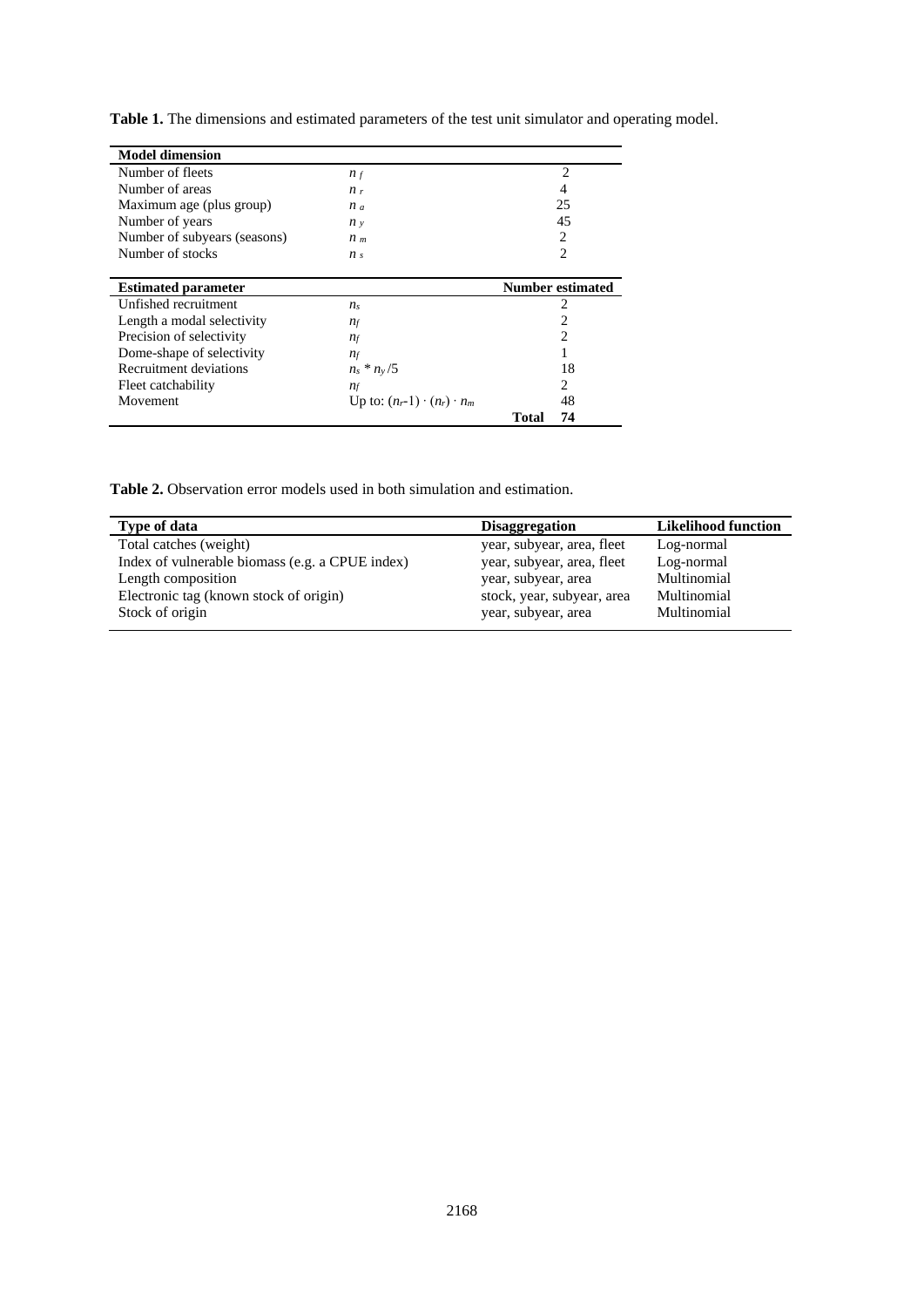**Table 1.** The dimensions and estimated parameters of the test unit simulator and operating model.

| **Model dimension** | | |
|---|---|---|
| Number of fleets | $n_f$ | 2 |
| Number of areas | $n_r$ | 4 |
| Maximum age (plus group) | $n_a$ | 25 |
| Number of years | $n_y$ | 45 |
| Number of subyears (seasons) | $n_m$ | 2 |
| Number of stocks | $n_s$ | 2 |
| **Estimated parameter** | | **Number estimated** |
| Unfished recruitment | $n_s$ | 2 |
| Length a modal selectivity | $n_f$ | 2 |
| Precision of selectivity | $n_f$ | 2 |
| Dome-shape of selectivity | $n_f$ | 1 |
| Recruitment deviations | $n_s * n_y / 5$ | 18 |
| Fleet catchability | $n_f$ | 2 |
| Movement | Up to: $(n_r - 1) \cdot (n_r) \cdot n_m$ | 48 |
| | | **Total 74** |

**Table 2.** Observation error models used in both simulation and estimation.

| **Type of data** | **Disaggregation** | **Likelihood function** |
|---|---|---|
| Total catches (weight) | year, subyear, area, fleet | Log-normal |
| Index of vulnerable biomass (e.g. a CPUE index) | year, subyear, area, fleet | Log-normal |
| Length composition | year, subyear, area | Multinomial |
| Electronic tag (known stock of origin) | stock, year, subyear, area | Multinomial |
| Stock of origin | year, subyear, area | Multinomial |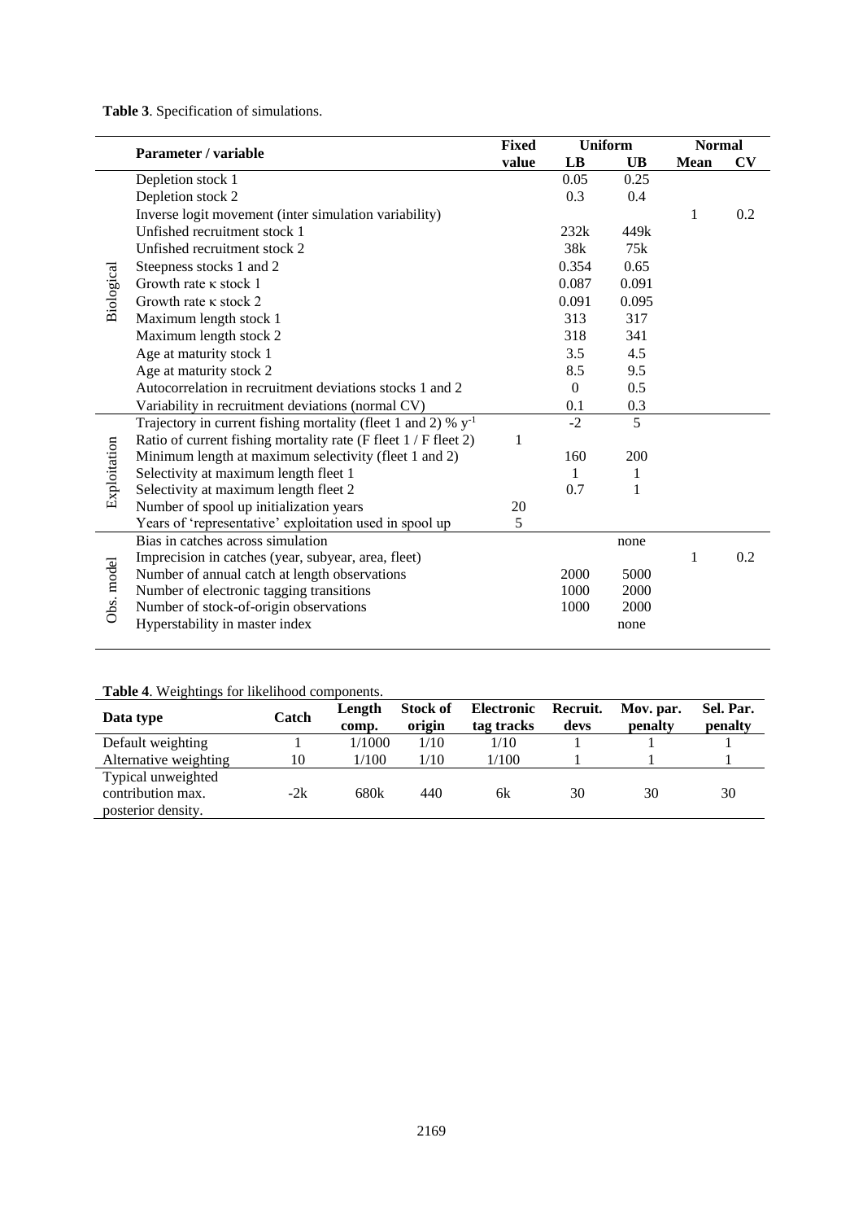**Table 3**. Specification of simulations.

| | Parameter / variable | Fixed value | Uniform LB | Uniform UB | Normal Mean | Normal CV |
|---|---|---|---|---|---|---|
| Biological | Depletion stock 1 | | 0.05 | 0.25 | | |
| | Depletion stock 2 | | 0.3 | 0.4 | | |
| | Inverse logit movement (inter simulation variability) | | | | 1 | 0.2 |
| | Unfished recruitment stock 1 | | 232k | 449k | | |
| | Unfished recruitment stock 2 | | 38k | 75k | | |
| | Steepness stocks 1 and 2 | | 0.354 | 0.65 | | |
| | Growth rate κ stock 1 | | 0.087 | 0.091 | | |
| | Growth rate κ stock 2 | | 0.091 | 0.095 | | |
| | Maximum length stock 1 | | 313 | 317 | | |
| | Maximum length stock 2 | | 318 | 341 | | |
| | Age at maturity stock 1 | | 3.5 | 4.5 | | |
| | Age at maturity stock 2 | | 8.5 | 9.5 | | |
| | Autocorrelation in recruitment deviations stocks 1 and 2 | | 0 | 0.5 | | |
| | Variability in recruitment deviations (normal CV) | | 0.1 | 0.3 | | |
| Exploitation | Trajectory in current fishing mortality (fleet 1 and 2) % $y^{-1}$ | | -2 | 5 | | |
| | Ratio of current fishing mortality rate (F fleet 1 / F fleet 2) | 1 | | | | |
| | Minimum length at maximum selectivity (fleet 1 and 2) | | 160 | 200 | | |
| | Selectivity at maximum length fleet 1 | | 1 | 1 | | |
| | Selectivity at maximum length fleet 2 | | 0.7 | 1 | | |
| | Number of spool up initialization years | 20 | | | | |
| | Years of 'representative' exploitation used in spool up | 5 | | | | |
| Obs. model | Bias in catches across simulation | | | none | | |
| | Imprecision in catches (year, subyear, area, fleet) | | | | 1 | 0.2 |
| | Number of annual catch at length observations | | 2000 | 5000 | | |
| | Number of electronic tagging transitions | | 1000 | 2000 | | |
| | Number of stock-of-origin observations | | 1000 | 2000 | | |
| | Hyperstability in master index | | | none | | |

**Table 4**. Weightings for likelihood components.

| Data type | Catch | Length comp. | Stock of origin | Electronic tag tracks | Recruit. devs | Mov. par. penalty | Sel. Par. penalty |
|---|---|---|---|---|---|---|---|
| Default weighting | 1 | 1/1000 | 1/10 | 1/10 | 1 | 1 | 1 |
| Alternative weighting | 10 | 1/100 | 1/10 | 1/100 | 1 | 1 | 1 |
| Typical unweighted contribution max. posterior density. | -2k | 680k | 440 | 6k | 30 | 30 | 30 |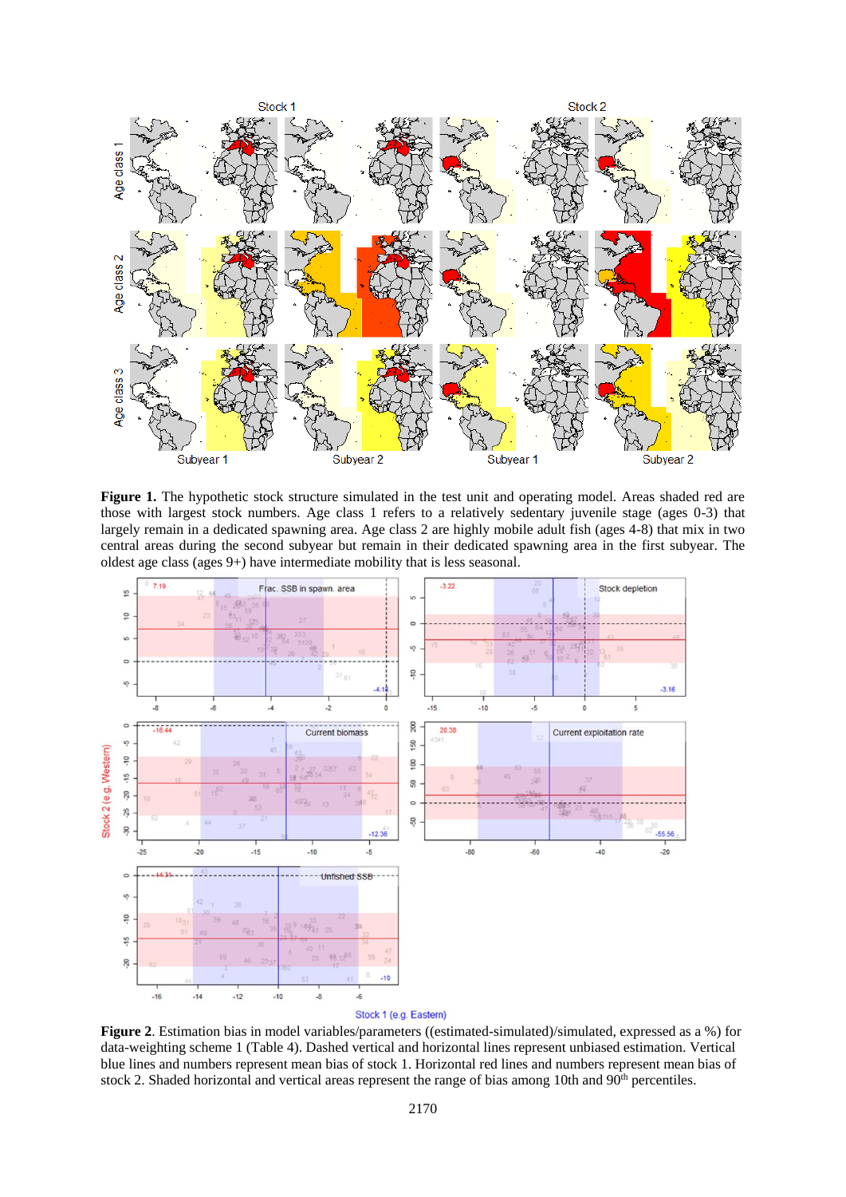Stock 1

Stock 2

Age class 1

Age class 2

Age class 3

Subyear 1

Subyear 2

Subyear 1

Subyear 2

**Figure 1.** The hypothetic stock structure simulated in the test unit and operating model. Areas shaded red are those with largest stock numbers. Age class 1 refers to a relatively sedentary juvenile stage (ages 0-3) that largely remain in a dedicated spawning area. Age class 2 are highly mobile adult fish (ages 4-8) that mix in two central areas during the second subyear but remain in their dedicated spawning area in the first subyear. The oldest age class (ages 9+) have intermediate mobility that is less seasonal.

Frac. SSB in spawn. area

7.19

-4.18

Stock depletion

-3.22

-3.16

Current biomass

-16.44

-12.36

Current exploitation rate

20.38

-55.56

Unfished SSB

-14.35

-10

Stock 2 (e.g. Western)

Stock 1 (e.g. Eastern)

**Figure 2**. Estimation bias in model variables/parameters ((estimated-simulated)/simulated, expressed as a %) for data-weighting scheme 1 (Table 4). Dashed vertical and horizontal lines represent unbiased estimation. Vertical blue lines and numbers represent mean bias of stock 1. Horizontal red lines and numbers represent mean bias of stock 2. Shaded horizontal and vertical areas represent the range of bias among 10th and 90th percentiles.